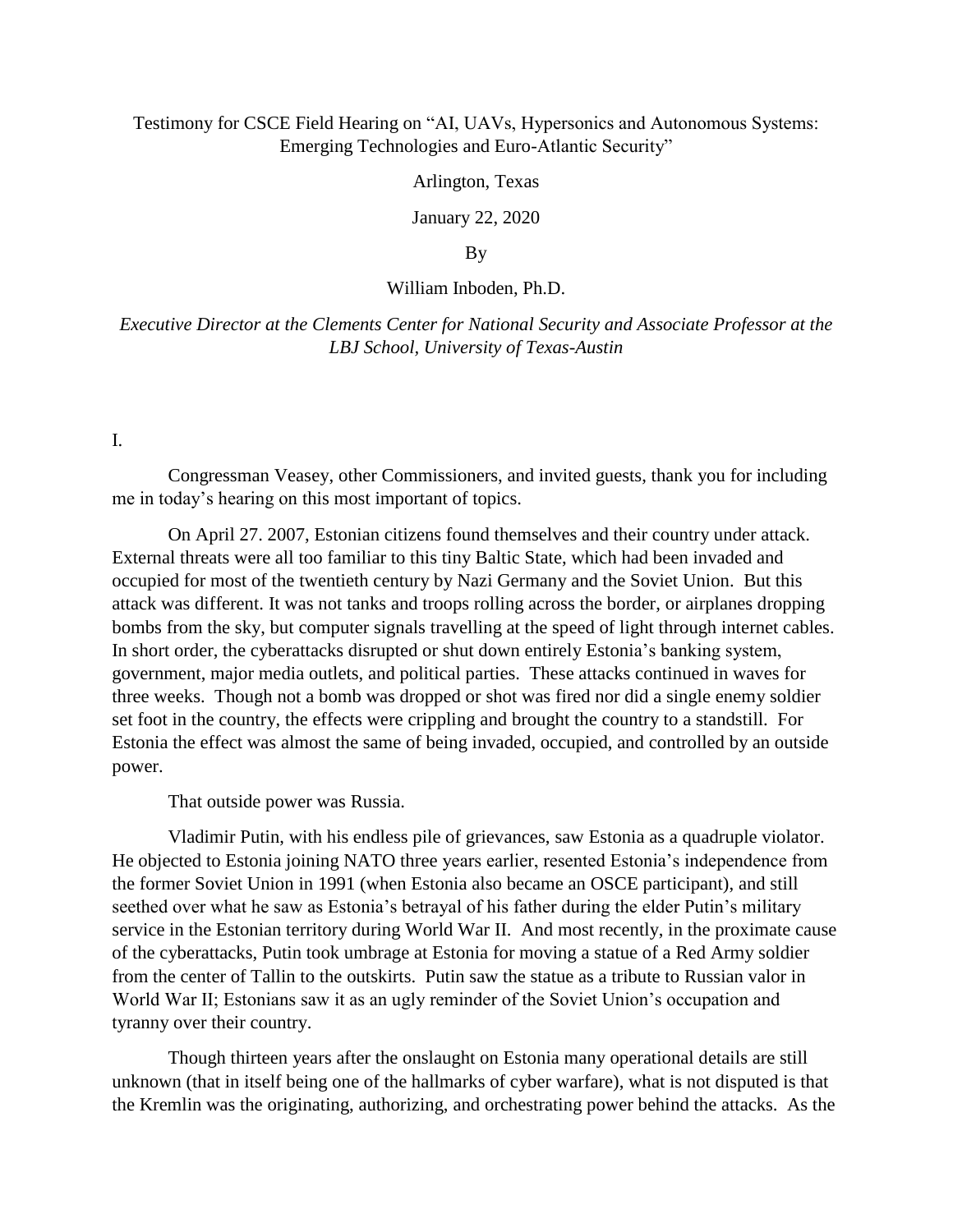Testimony for CSCE Field Hearing on "AI, UAVs, Hypersonics and Autonomous Systems: Emerging Technologies and Euro-Atlantic Security"

Arlington, Texas

January 22, 2020

By

William Inboden, Ph.D.

*Executive Director at the Clements Center for National Security and Associate Professor at the LBJ School, University of Texas-Austin*

I.

Congressman Veasey, other Commissioners, and invited guests, thank you for including me in today's hearing on this most important of topics.

On April 27. 2007, Estonian citizens found themselves and their country under attack. External threats were all too familiar to this tiny Baltic State, which had been invaded and occupied for most of the twentieth century by Nazi Germany and the Soviet Union. But this attack was different. It was not tanks and troops rolling across the border, or airplanes dropping bombs from the sky, but computer signals travelling at the speed of light through internet cables. In short order, the cyberattacks disrupted or shut down entirely Estonia's banking system, government, major media outlets, and political parties. These attacks continued in waves for three weeks. Though not a bomb was dropped or shot was fired nor did a single enemy soldier set foot in the country, the effects were crippling and brought the country to a standstill. For Estonia the effect was almost the same of being invaded, occupied, and controlled by an outside power.

That outside power was Russia.

Vladimir Putin, with his endless pile of grievances, saw Estonia as a quadruple violator. He objected to Estonia joining NATO three years earlier, resented Estonia's independence from the former Soviet Union in 1991 (when Estonia also became an OSCE participant), and still seethed over what he saw as Estonia's betrayal of his father during the elder Putin's military service in the Estonian territory during World War II. And most recently, in the proximate cause of the cyberattacks, Putin took umbrage at Estonia for moving a statue of a Red Army soldier from the center of Tallin to the outskirts. Putin saw the statue as a tribute to Russian valor in World War II; Estonians saw it as an ugly reminder of the Soviet Union's occupation and tyranny over their country.

Though thirteen years after the onslaught on Estonia many operational details are still unknown (that in itself being one of the hallmarks of cyber warfare), what is not disputed is that the Kremlin was the originating, authorizing, and orchestrating power behind the attacks. As the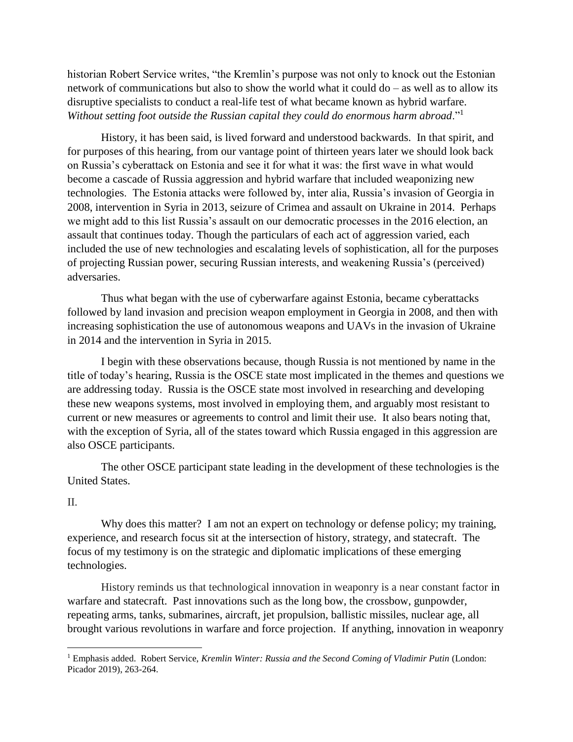historian Robert Service writes, "the Kremlin's purpose was not only to knock out the Estonian network of communications but also to show the world what it could do – as well as to allow its disruptive specialists to conduct a real-life test of what became known as hybrid warfare. *Without setting foot outside the Russian capital they could do enormous harm abroad*."[1]

History, it has been said, is lived forward and understood backwards. In that spirit, and for purposes of this hearing, from our vantage point of thirteen years later we should look back on Russia's cyberattack on Estonia and see it for what it was: the first wave in what would become a cascade of Russia aggression and hybrid warfare that included weaponizing new technologies. The Estonia attacks were followed by, inter alia, Russia's invasion of Georgia in 2008, intervention in Syria in 2013, seizure of Crimea and assault on Ukraine in 2014. Perhaps we might add to this list Russia's assault on our democratic processes in the 2016 election, an assault that continues today. Though the particulars of each act of aggression varied, each included the use of new technologies and escalating levels of sophistication, all for the purposes of projecting Russian power, securing Russian interests, and weakening Russia's (perceived) adversaries.

Thus what began with the use of cyberwarfare against Estonia, became cyberattacks followed by land invasion and precision weapon employment in Georgia in 2008, and then with increasing sophistication the use of autonomous weapons and UAVs in the invasion of Ukraine in 2014 and the intervention in Syria in 2015.

I begin with these observations because, though Russia is not mentioned by name in the title of today's hearing, Russia is the OSCE state most implicated in the themes and questions we are addressing today. Russia is the OSCE state most involved in researching and developing these new weapons systems, most involved in employing them, and arguably most resistant to current or new measures or agreements to control and limit their use. It also bears noting that, with the exception of Syria, all of the states toward which Russia engaged in this aggression are also OSCE participants.

The other OSCE participant state leading in the development of these technologies is the United States.

II.

Why does this matter? I am not an expert on technology or defense policy; my training, experience, and research focus sit at the intersection of history, strategy, and statecraft. The focus of my testimony is on the strategic and diplomatic implications of these emerging technologies.

History reminds us that technological innovation in weaponry is a near constant factor in warfare and statecraft. Past innovations such as the long bow, the crossbow, gunpowder, repeating arms, tanks, submarines, aircraft, jet propulsion, ballistic missiles, nuclear age, all brought various revolutions in warfare and force projection. If anything, innovation in weaponry

---

[1] Emphasis added. Robert Service, *Kremlin Winter: Russia and the Second Coming of Vladimir Putin* (London: Picador 2019), 263-264.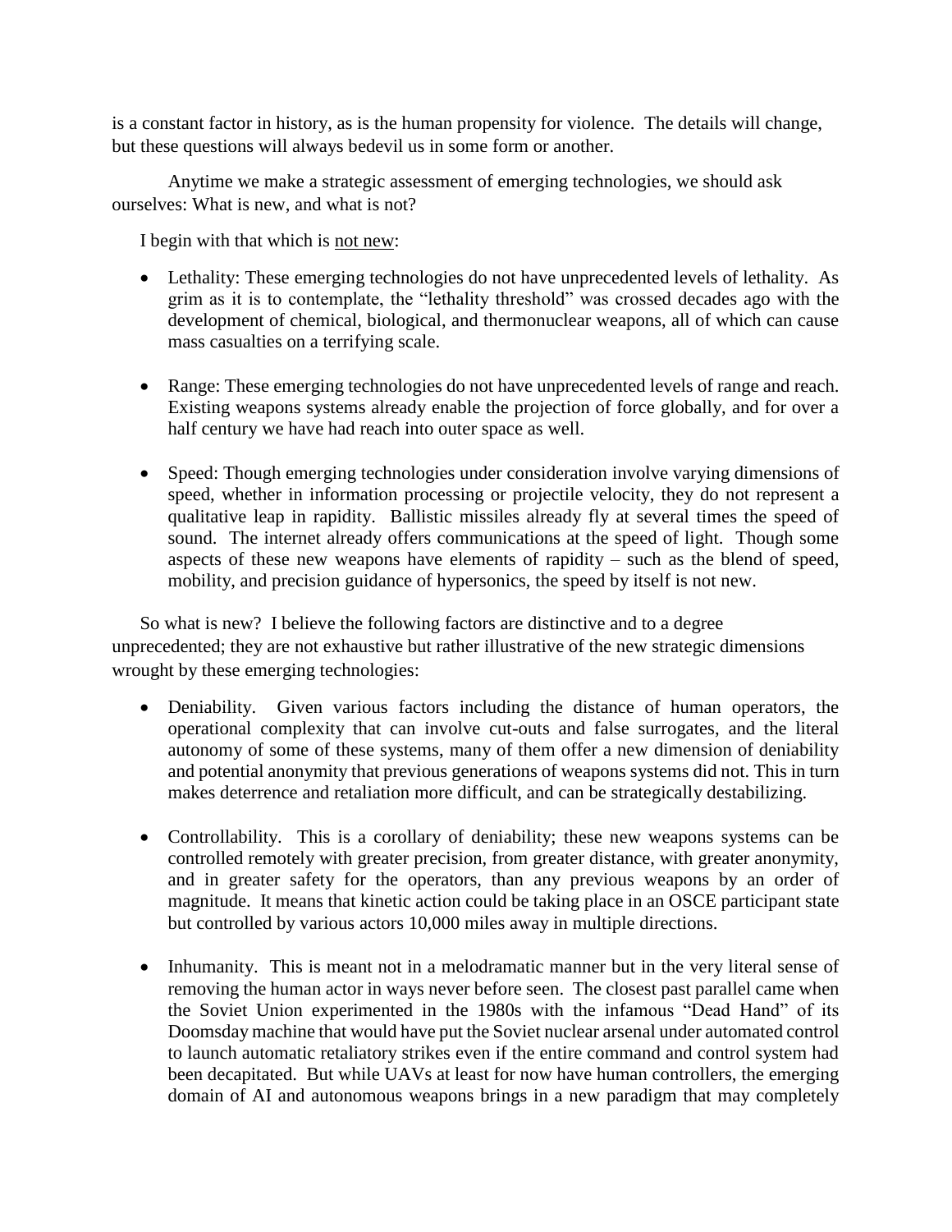is a constant factor in history, as is the human propensity for violence. The details will change, but these questions will always bedevil us in some form or another.

Anytime we make a strategic assessment of emerging technologies, we should ask ourselves: What is new, and what is not?

I begin with that which is <u>not new</u>:

- Lethality: These emerging technologies do not have unprecedented levels of lethality. As grim as it is to contemplate, the "lethality threshold" was crossed decades ago with the development of chemical, biological, and thermonuclear weapons, all of which can cause mass casualties on a terrifying scale.

- Range: These emerging technologies do not have unprecedented levels of range and reach. Existing weapons systems already enable the projection of force globally, and for over a half century we have had reach into outer space as well.

- Speed: Though emerging technologies under consideration involve varying dimensions of speed, whether in information processing or projectile velocity, they do not represent a qualitative leap in rapidity. Ballistic missiles already fly at several times the speed of sound. The internet already offers communications at the speed of light. Though some aspects of these new weapons have elements of rapidity – such as the blend of speed, mobility, and precision guidance of hypersonics, the speed by itself is not new.

So what is new? I believe the following factors are distinctive and to a degree unprecedented; they are not exhaustive but rather illustrative of the new strategic dimensions wrought by these emerging technologies:

- Deniability. Given various factors including the distance of human operators, the operational complexity that can involve cut-outs and false surrogates, and the literal autonomy of some of these systems, many of them offer a new dimension of deniability and potential anonymity that previous generations of weapons systems did not. This in turn makes deterrence and retaliation more difficult, and can be strategically destabilizing.

- Controllability. This is a corollary of deniability; these new weapons systems can be controlled remotely with greater precision, from greater distance, with greater anonymity, and in greater safety for the operators, than any previous weapons by an order of magnitude. It means that kinetic action could be taking place in an OSCE participant state but controlled by various actors 10,000 miles away in multiple directions.

- Inhumanity. This is meant not in a melodramatic manner but in the very literal sense of removing the human actor in ways never before seen. The closest past parallel came when the Soviet Union experimented in the 1980s with the infamous "Dead Hand" of its Doomsday machine that would have put the Soviet nuclear arsenal under automated control to launch automatic retaliatory strikes even if the entire command and control system had been decapitated. But while UAVs at least for now have human controllers, the emerging domain of AI and autonomous weapons brings in a new paradigm that may completely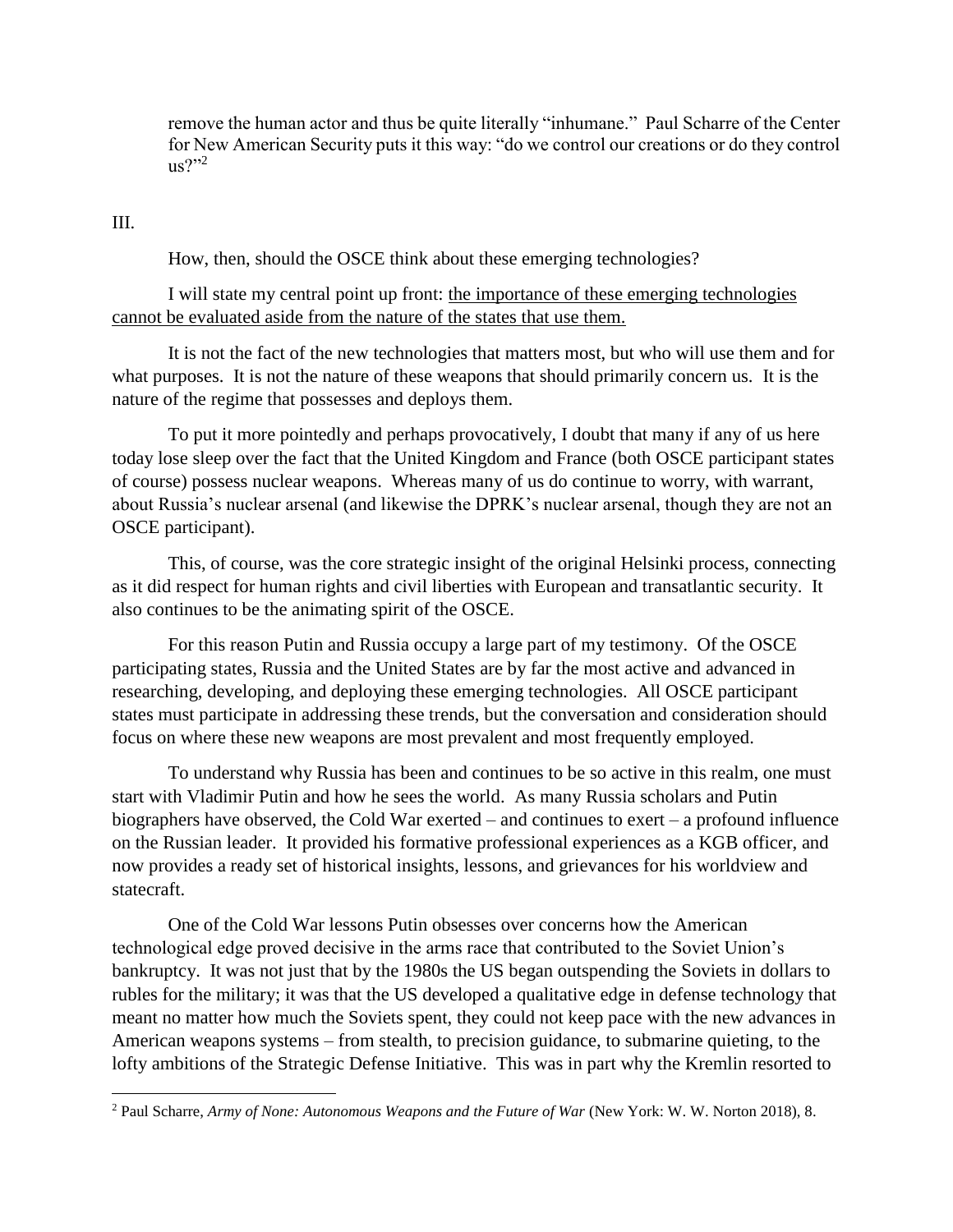remove the human actor and thus be quite literally "inhumane." Paul Scharre of the Center for New American Security puts it this way: "do we control our creations or do they control us?"[2]

III.

How, then, should the OSCE think about these emerging technologies?

I will state my central point up front: <u>the importance of these emerging technologies cannot be evaluated aside from the nature of the states that use them.</u>

It is not the fact of the new technologies that matters most, but who will use them and for what purposes. It is not the nature of these weapons that should primarily concern us. It is the nature of the regime that possesses and deploys them.

To put it more pointedly and perhaps provocatively, I doubt that many if any of us here today lose sleep over the fact that the United Kingdom and France (both OSCE participant states of course) possess nuclear weapons. Whereas many of us do continue to worry, with warrant, about Russia's nuclear arsenal (and likewise the DPRK's nuclear arsenal, though they are not an OSCE participant).

This, of course, was the core strategic insight of the original Helsinki process, connecting as it did respect for human rights and civil liberties with European and transatlantic security. It also continues to be the animating spirit of the OSCE.

For this reason Putin and Russia occupy a large part of my testimony. Of the OSCE participating states, Russia and the United States are by far the most active and advanced in researching, developing, and deploying these emerging technologies. All OSCE participant states must participate in addressing these trends, but the conversation and consideration should focus on where these new weapons are most prevalent and most frequently employed.

To understand why Russia has been and continues to be so active in this realm, one must start with Vladimir Putin and how he sees the world. As many Russia scholars and Putin biographers have observed, the Cold War exerted – and continues to exert – a profound influence on the Russian leader. It provided his formative professional experiences as a KGB officer, and now provides a ready set of historical insights, lessons, and grievances for his worldview and statecraft.

One of the Cold War lessons Putin obsesses over concerns how the American technological edge proved decisive in the arms race that contributed to the Soviet Union's bankruptcy. It was not just that by the 1980s the US began outspending the Soviets in dollars to rubles for the military; it was that the US developed a qualitative edge in defense technology that meant no matter how much the Soviets spent, they could not keep pace with the new advances in American weapons systems – from stealth, to precision guidance, to submarine quieting, to the lofty ambitions of the Strategic Defense Initiative. This was in part why the Kremlin resorted to

[2] Paul Scharre, *Army of None: Autonomous Weapons and the Future of War* (New York: W. W. Norton 2018), 8.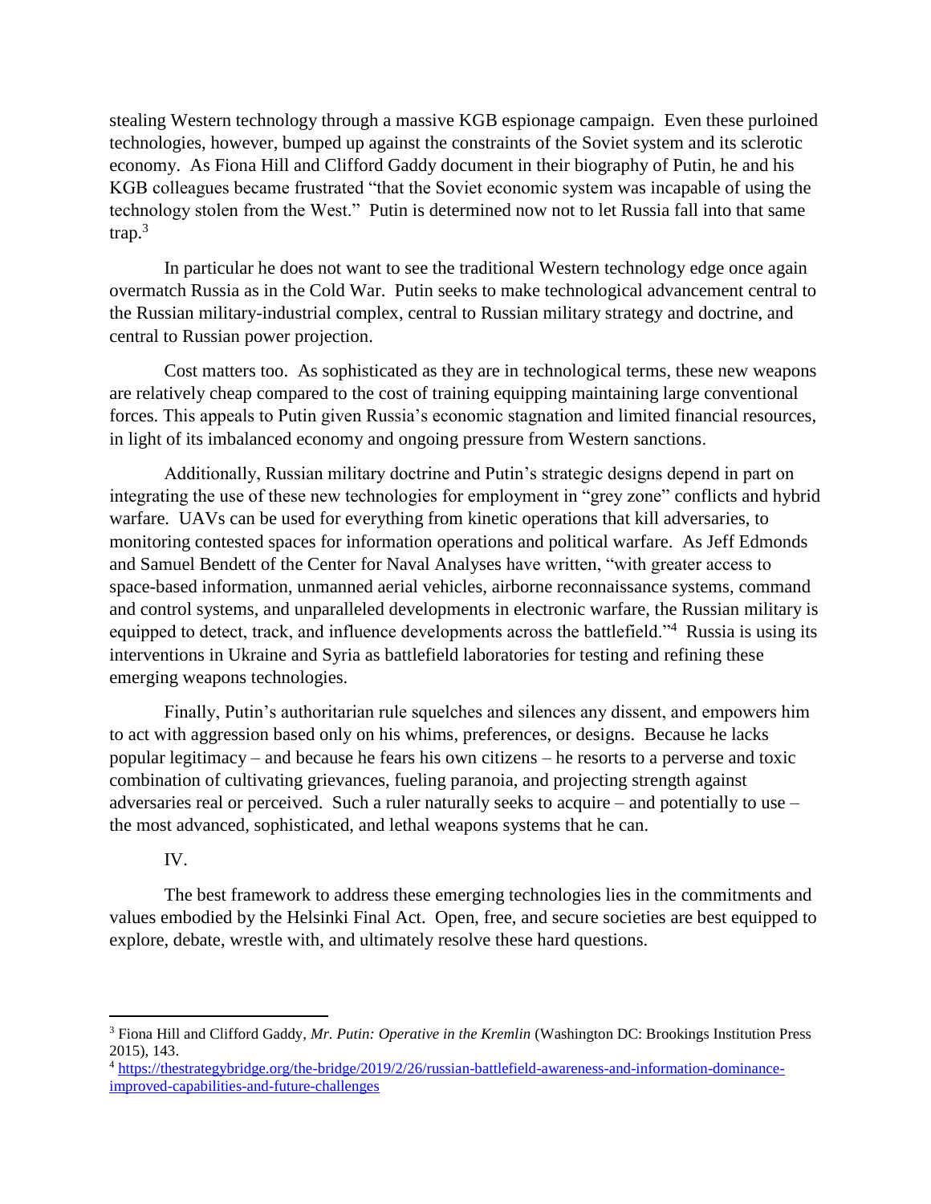stealing Western technology through a massive KGB espionage campaign. Even these purloined technologies, however, bumped up against the constraints of the Soviet system and its sclerotic economy. As Fiona Hill and Clifford Gaddy document in their biography of Putin, he and his KGB colleagues became frustrated "that the Soviet economic system was incapable of using the technology stolen from the West." Putin is determined now not to let Russia fall into that same trap.[3]

In particular he does not want to see the traditional Western technology edge once again overmatch Russia as in the Cold War. Putin seeks to make technological advancement central to the Russian military-industrial complex, central to Russian military strategy and doctrine, and central to Russian power projection.

Cost matters too. As sophisticated as they are in technological terms, these new weapons are relatively cheap compared to the cost of training equipping maintaining large conventional forces. This appeals to Putin given Russia's economic stagnation and limited financial resources, in light of its imbalanced economy and ongoing pressure from Western sanctions.

Additionally, Russian military doctrine and Putin's strategic designs depend in part on integrating the use of these new technologies for employment in "grey zone" conflicts and hybrid warfare. UAVs can be used for everything from kinetic operations that kill adversaries, to monitoring contested spaces for information operations and political warfare. As Jeff Edmonds and Samuel Bendett of the Center for Naval Analyses have written, "with greater access to space-based information, unmanned aerial vehicles, airborne reconnaissance systems, command and control systems, and unparalleled developments in electronic warfare, the Russian military is equipped to detect, track, and influence developments across the battlefield."[4] Russia is using its interventions in Ukraine and Syria as battlefield laboratories for testing and refining these emerging weapons technologies.

Finally, Putin's authoritarian rule squelches and silences any dissent, and empowers him to act with aggression based only on his whims, preferences, or designs. Because he lacks popular legitimacy – and because he fears his own citizens – he resorts to a perverse and toxic combination of cultivating grievances, fueling paranoia, and projecting strength against adversaries real or perceived. Such a ruler naturally seeks to acquire – and potentially to use – the most advanced, sophisticated, and lethal weapons systems that he can.

IV.

The best framework to address these emerging technologies lies in the commitments and values embodied by the Helsinki Final Act. Open, free, and secure societies are best equipped to explore, debate, wrestle with, and ultimately resolve these hard questions.

---

[3] Fiona Hill and Clifford Gaddy, *Mr. Putin: Operative in the Kremlin* (Washington DC: Brookings Institution Press 2015), 143.

[4] https://thestrategybridge.org/the-bridge/2019/2/26/russian-battlefield-awareness-and-information-dominance-improved-capabilities-and-future-challenges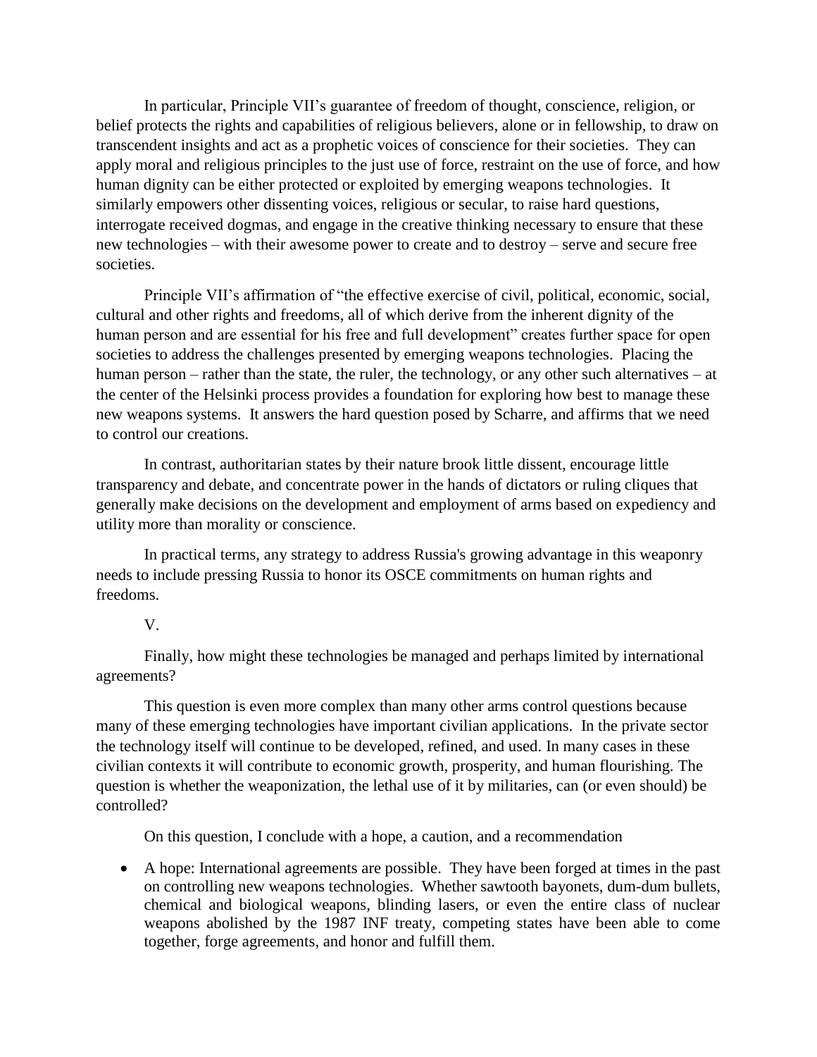In particular, Principle VII's guarantee of freedom of thought, conscience, religion, or belief protects the rights and capabilities of religious believers, alone or in fellowship, to draw on transcendent insights and act as a prophetic voices of conscience for their societies. They can apply moral and religious principles to the just use of force, restraint on the use of force, and how human dignity can be either protected or exploited by emerging weapons technologies. It similarly empowers other dissenting voices, religious or secular, to raise hard questions, interrogate received dogmas, and engage in the creative thinking necessary to ensure that these new technologies – with their awesome power to create and to destroy – serve and secure free societies.

Principle VII's affirmation of "the effective exercise of civil, political, economic, social, cultural and other rights and freedoms, all of which derive from the inherent dignity of the human person and are essential for his free and full development" creates further space for open societies to address the challenges presented by emerging weapons technologies. Placing the human person – rather than the state, the ruler, the technology, or any other such alternatives – at the center of the Helsinki process provides a foundation for exploring how best to manage these new weapons systems. It answers the hard question posed by Scharre, and affirms that we need to control our creations.

In contrast, authoritarian states by their nature brook little dissent, encourage little transparency and debate, and concentrate power in the hands of dictators or ruling cliques that generally make decisions on the development and employment of arms based on expediency and utility more than morality or conscience.

In practical terms, any strategy to address Russia's growing advantage in this weaponry needs to include pressing Russia to honor its OSCE commitments on human rights and freedoms.

V.

Finally, how might these technologies be managed and perhaps limited by international agreements?

This question is even more complex than many other arms control questions because many of these emerging technologies have important civilian applications. In the private sector the technology itself will continue to be developed, refined, and used. In many cases in these civilian contexts it will contribute to economic growth, prosperity, and human flourishing. The question is whether the weaponization, the lethal use of it by militaries, can (or even should) be controlled?

On this question, I conclude with a hope, a caution, and a recommendation

- A hope: International agreements are possible. They have been forged at times in the past on controlling new weapons technologies. Whether sawtooth bayonets, dum-dum bullets, chemical and biological weapons, blinding lasers, or even the entire class of nuclear weapons abolished by the 1987 INF treaty, competing states have been able to come together, forge agreements, and honor and fulfill them.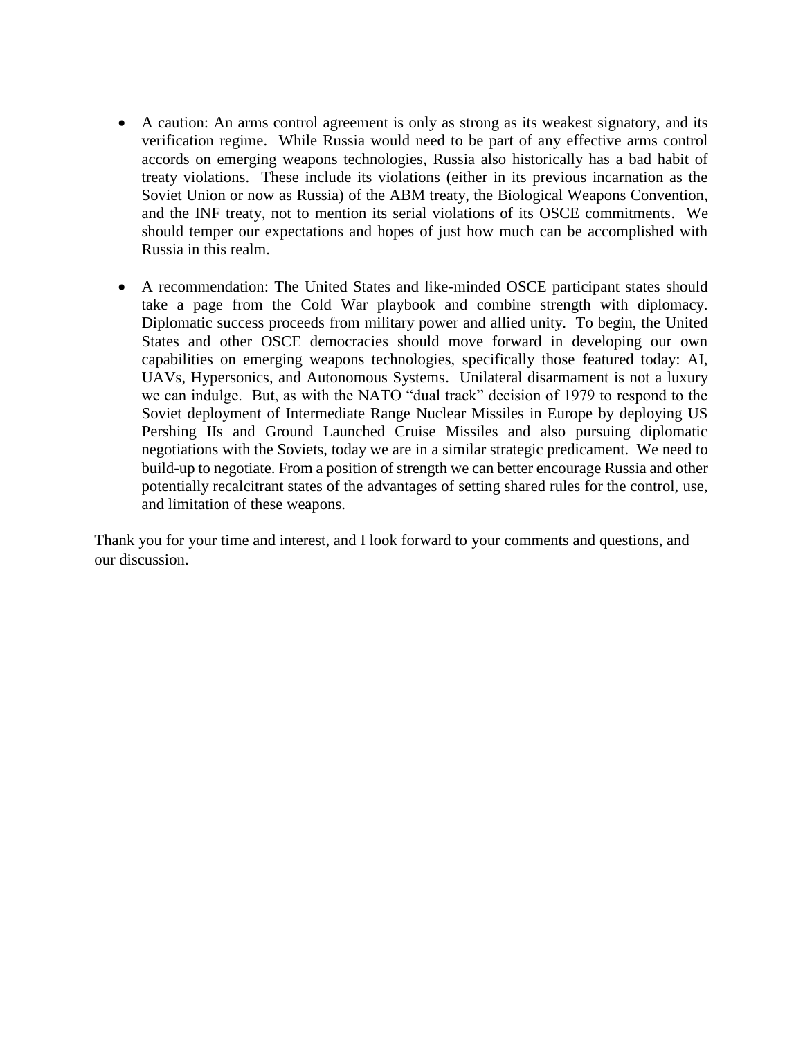- A caution: An arms control agreement is only as strong as its weakest signatory, and its verification regime. While Russia would need to be part of any effective arms control accords on emerging weapons technologies, Russia also historically has a bad habit of treaty violations. These include its violations (either in its previous incarnation as the Soviet Union or now as Russia) of the ABM treaty, the Biological Weapons Convention, and the INF treaty, not to mention its serial violations of its OSCE commitments. We should temper our expectations and hopes of just how much can be accomplished with Russia in this realm.

- A recommendation: The United States and like-minded OSCE participant states should take a page from the Cold War playbook and combine strength with diplomacy. Diplomatic success proceeds from military power and allied unity. To begin, the United States and other OSCE democracies should move forward in developing our own capabilities on emerging weapons technologies, specifically those featured today: AI, UAVs, Hypersonics, and Autonomous Systems. Unilateral disarmament is not a luxury we can indulge. But, as with the NATO "dual track" decision of 1979 to respond to the Soviet deployment of Intermediate Range Nuclear Missiles in Europe by deploying US Pershing IIs and Ground Launched Cruise Missiles and also pursuing diplomatic negotiations with the Soviets, today we are in a similar strategic predicament. We need to build-up to negotiate. From a position of strength we can better encourage Russia and other potentially recalcitrant states of the advantages of setting shared rules for the control, use, and limitation of these weapons.

Thank you for your time and interest, and I look forward to your comments and questions, and our discussion.